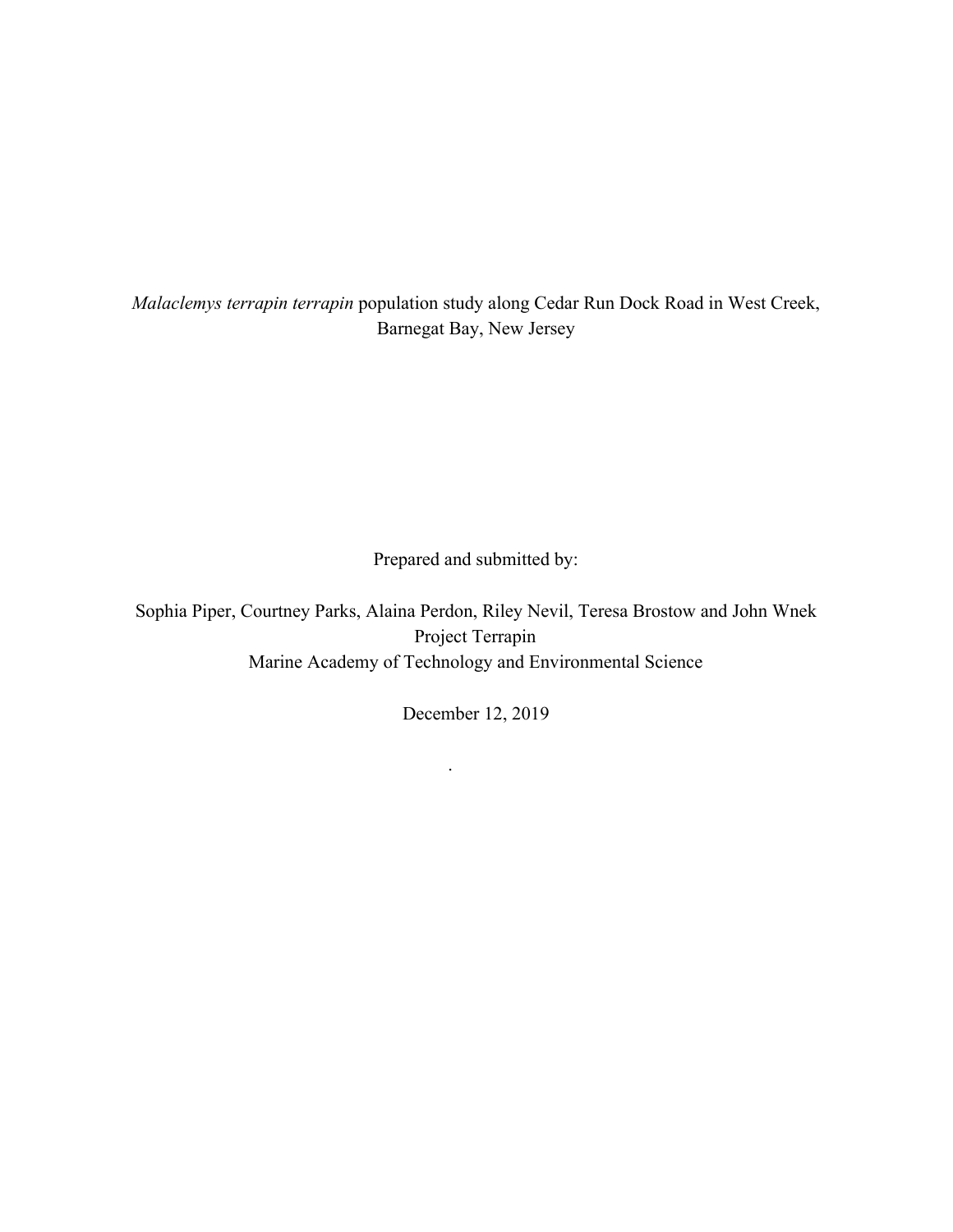# *Malaclemys terrapin terrapin* population study along Cedar Run Dock Road in West Creek, Barnegat Bay, New Jersey

Prepared and submitted by:

Sophia Piper, Courtney Parks, Alaina Perdon, Riley Nevil, Teresa Brostow and John Wnek
Project Terrapin
Marine Academy of Technology and Environmental Science

December 12, 2019

.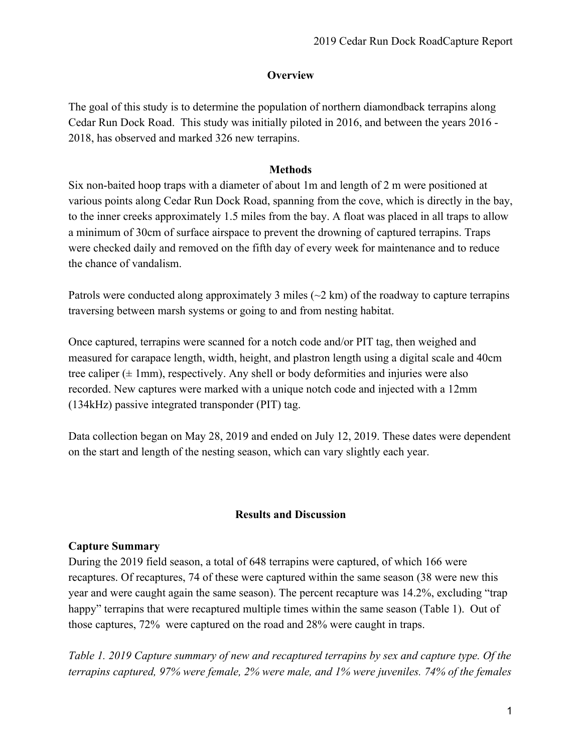## Overview

The goal of this study is to determine the population of northern diamondback terrapins along Cedar Run Dock Road. This study was initially piloted in 2016, and between the years 2016 - 2018, has observed and marked 326 new terrapins.

## Methods

Six non-baited hoop traps with a diameter of about 1m and length of 2 m were positioned at various points along Cedar Run Dock Road, spanning from the cove, which is directly in the bay, to the inner creeks approximately 1.5 miles from the bay. A float was placed in all traps to allow a minimum of 30cm of surface airspace to prevent the drowning of captured terrapins. Traps were checked daily and removed on the fifth day of every week for maintenance and to reduce the chance of vandalism.

Patrols were conducted along approximately 3 miles (~2 km) of the roadway to capture terrapins traversing between marsh systems or going to and from nesting habitat.

Once captured, terrapins were scanned for a notch code and/or PIT tag, then weighed and measured for carapace length, width, height, and plastron length using a digital scale and 40cm tree caliper (± 1mm), respectively. Any shell or body deformities and injuries were also recorded. New captures were marked with a unique notch code and injected with a 12mm (134kHz) passive integrated transponder (PIT) tag.

Data collection began on May 28, 2019 and ended on July 12, 2019. These dates were dependent on the start and length of the nesting season, which can vary slightly each year.

## Results and Discussion

### Capture Summary

During the 2019 field season, a total of 648 terrapins were captured, of which 166 were recaptures. Of recaptures, 74 of these were captured within the same season (38 were new this year and were caught again the same season). The percent recapture was 14.2%, excluding "trap happy" terrapins that were recaptured multiple times within the same season (Table 1). Out of those captures, 72% were captured on the road and 28% were caught in traps.

*Table 1. 2019 Capture summary of new and recaptured terrapins by sex and capture type. Of the terrapins captured, 97% were female, 2% were male, and 1% were juveniles. 74% of the females*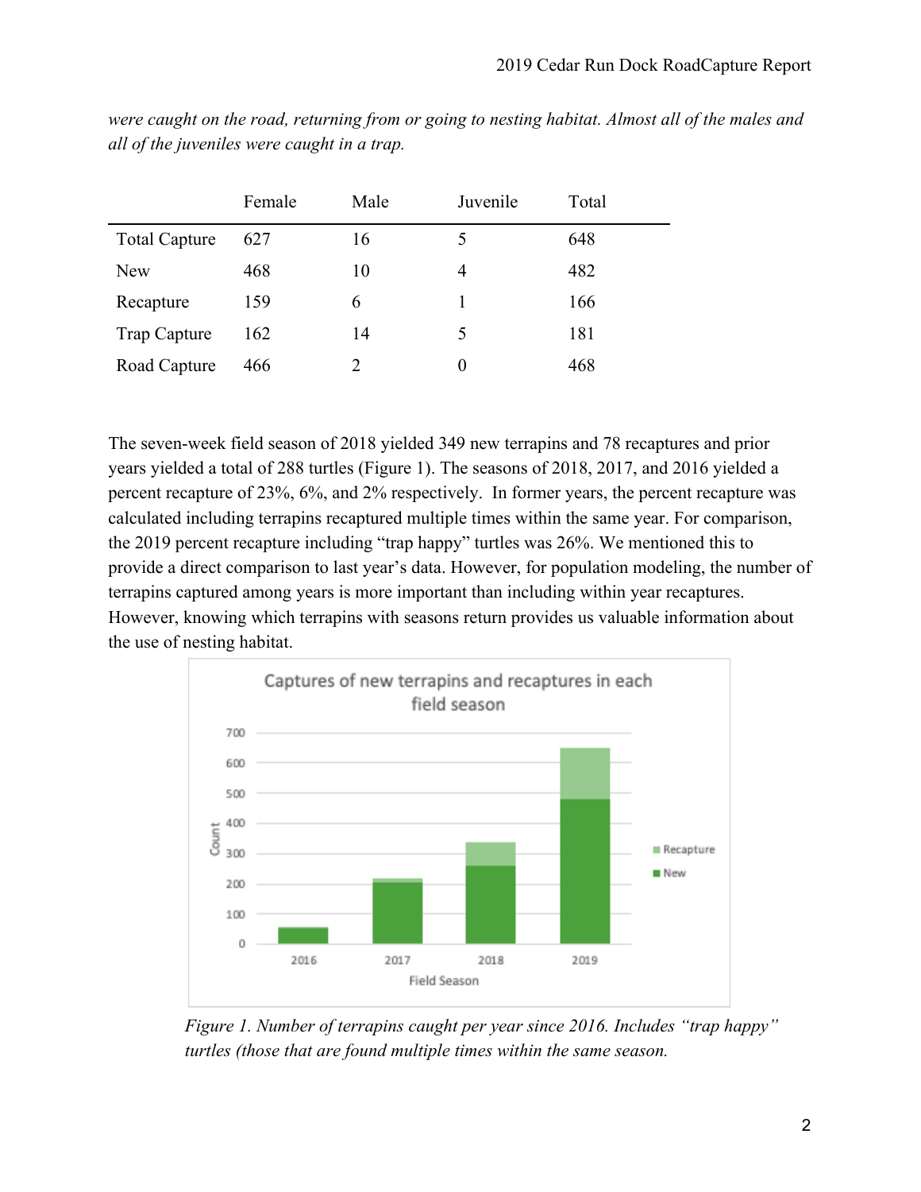*were caught on the road, returning from or going to nesting habitat. Almost all of the males and all of the juveniles were caught in a trap.*

| | Female | Male | Juvenile | Total |
|---|---|---|---|---|
| Total Capture | 627 | 16 | 5 | 648 |
| New | 468 | 10 | 4 | 482 |
| Recapture | 159 | 6 | 1 | 166 |
| Trap Capture | 162 | 14 | 5 | 181 |
| Road Capture | 466 | 2 | 0 | 468 |

The seven-week field season of 2018 yielded 349 new terrapins and 78 recaptures and prior years yielded a total of 288 turtles (Figure 1). The seasons of 2018, 2017, and 2016 yielded a percent recapture of 23%, 6%, and 2% respectively. In former years, the percent recapture was calculated including terrapins recaptured multiple times within the same year. For comparison, the 2019 percent recapture including "trap happy" turtles was 26%. We mentioned this to provide a direct comparison to last year's data. However, for population modeling, the number of terrapins captured among years is more important than including within year recaptures. However, knowing which terrapins with seasons return provides us valuable information about the use of nesting habitat.

*Figure 1. Number of terrapins caught per year since 2016. Includes "trap happy" turtles (those that are found multiple times within the same season.*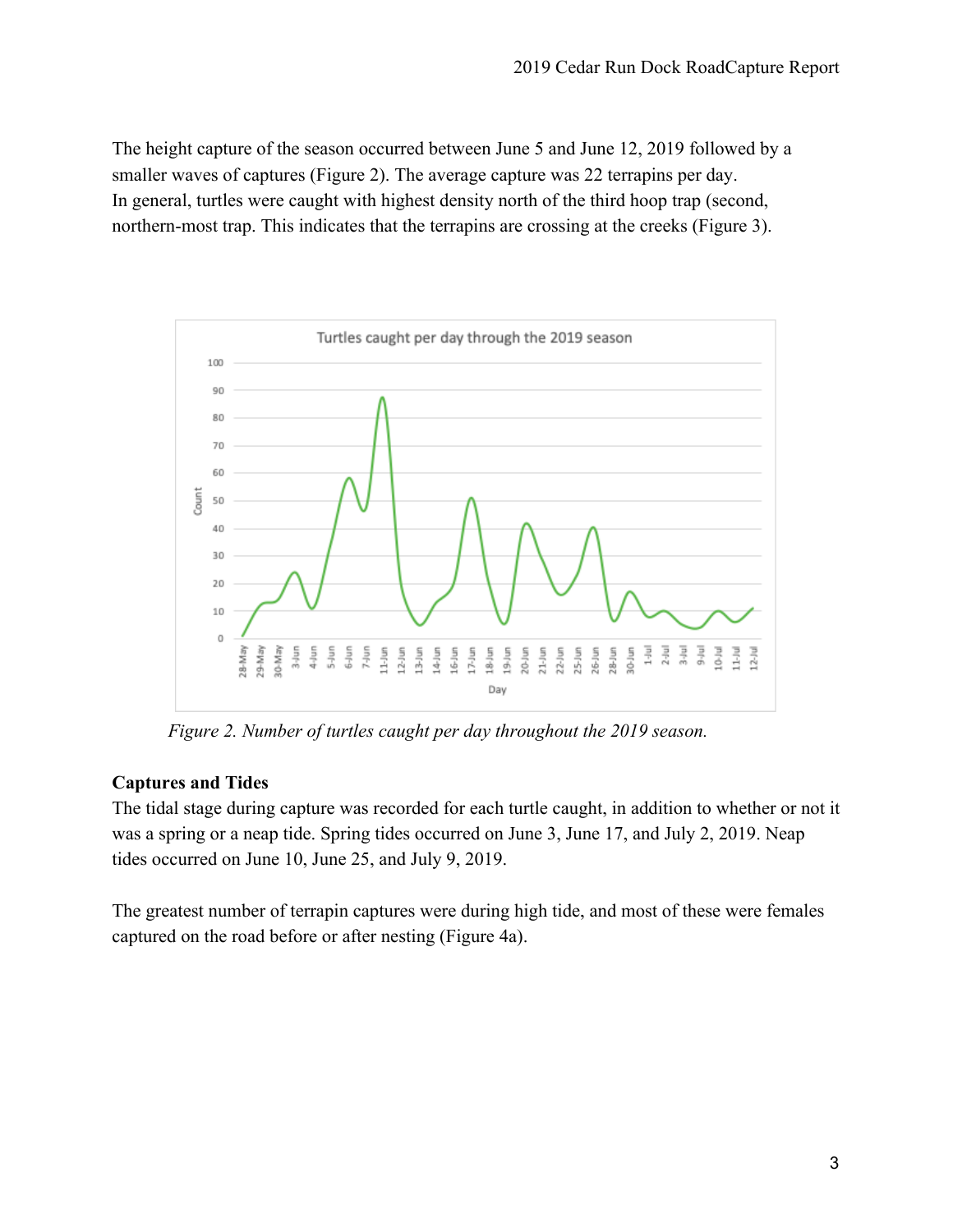The height capture of the season occurred between June 5 and June 12, 2019 followed by a smaller waves of captures (Figure 2). The average capture was 22 terrapins per day. In general, turtles were caught with highest density north of the third hoop trap (second, northern-most trap. This indicates that the terrapins are crossing at the creeks (Figure 3).

*Figure 2. Number of turtles caught per day throughout the 2019 season.*

**Captures and Tides**

The tidal stage during capture was recorded for each turtle caught, in addition to whether or not it was a spring or a neap tide. Spring tides occurred on June 3, June 17, and July 2, 2019. Neap tides occurred on June 10, June 25, and July 9, 2019.

The greatest number of terrapin captures were during high tide, and most of these were females captured on the road before or after nesting (Figure 4a).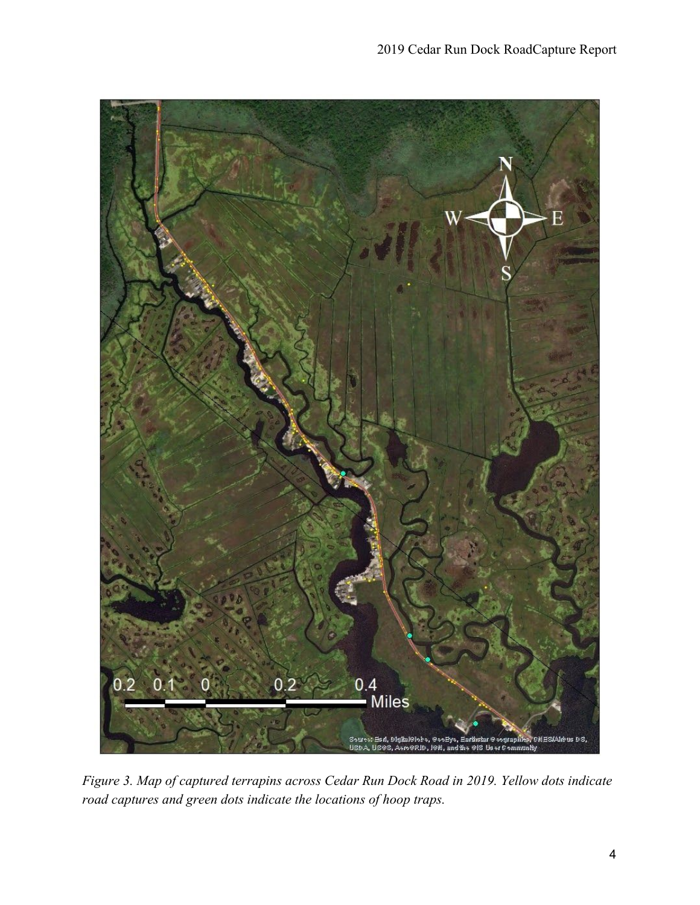*Figure 3. Map of captured terrapins across Cedar Run Dock Road in 2019. Yellow dots indicate road captures and green dots indicate the locations of hoop traps.*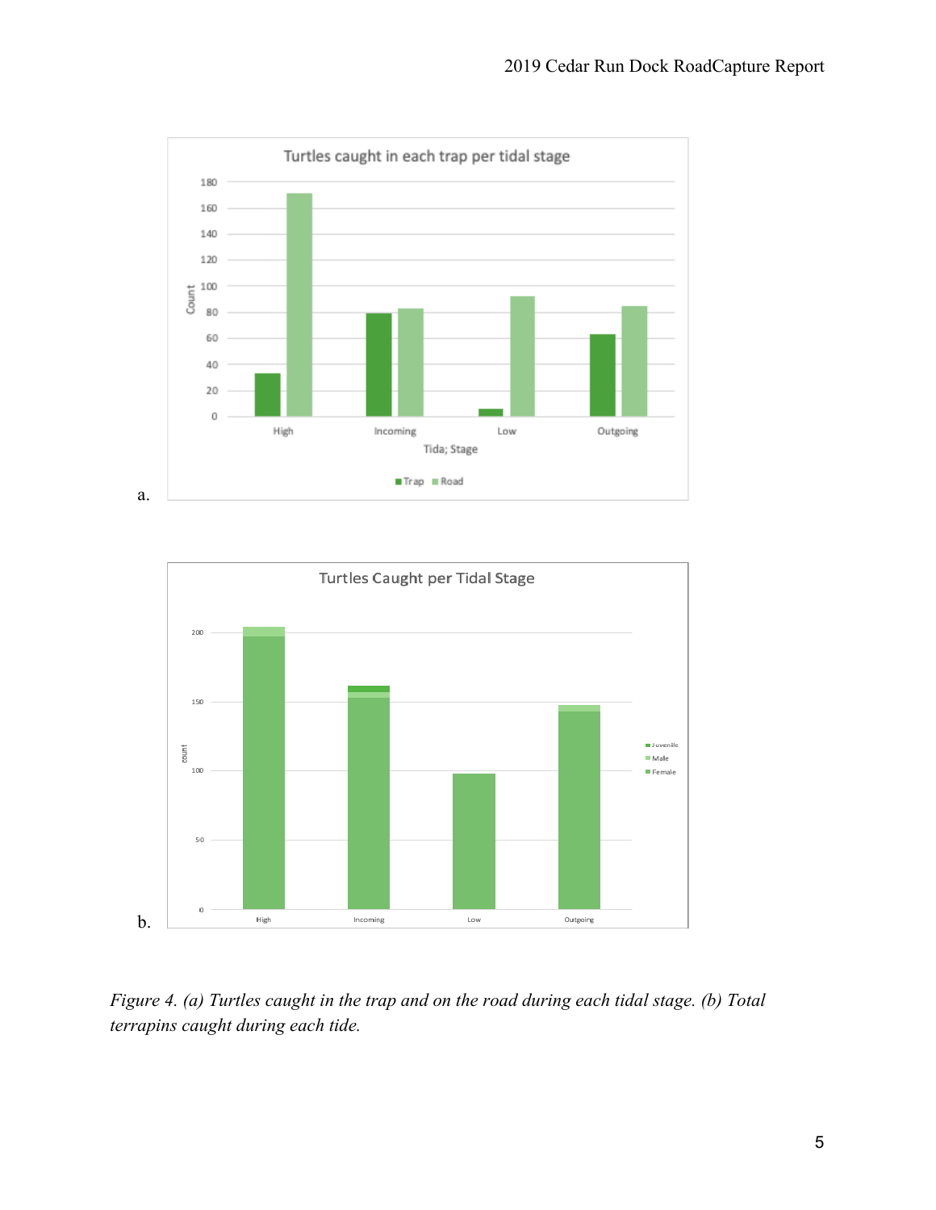a.

b.

*Figure 4. (a) Turtles caught in the trap and on the road during each tidal stage. (b) Total terrapins caught during each tide.*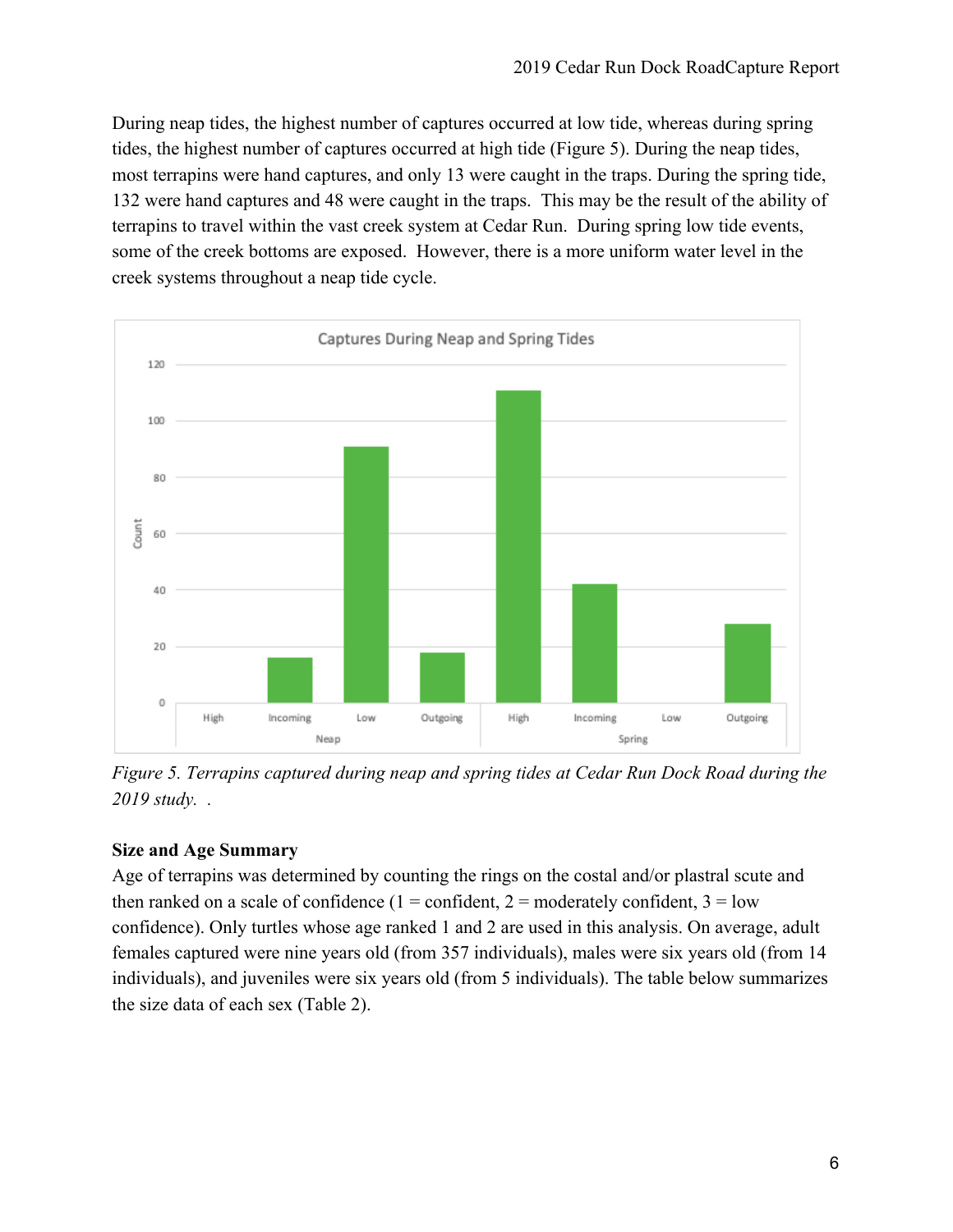During neap tides, the highest number of captures occurred at low tide, whereas during spring tides, the highest number of captures occurred at high tide (Figure 5). During the neap tides, most terrapins were hand captures, and only 13 were caught in the traps. During the spring tide, 132 were hand captures and 48 were caught in the traps. This may be the result of the ability of terrapins to travel within the vast creek system at Cedar Run. During spring low tide events, some of the creek bottoms are exposed. However, there is a more uniform water level in the creek systems throughout a neap tide cycle.

*Figure 5. Terrapins captured during neap and spring tides at Cedar Run Dock Road during the 2019 study.* .

**Size and Age Summary**

Age of terrapins was determined by counting the rings on the costal and/or plastral scute and then ranked on a scale of confidence (1 = confident, 2 = moderately confident, 3 = low confidence). Only turtles whose age ranked 1 and 2 are used in this analysis. On average, adult females captured were nine years old (from 357 individuals), males were six years old (from 14 individuals), and juveniles were six years old (from 5 individuals). The table below summarizes the size data of each sex (Table 2).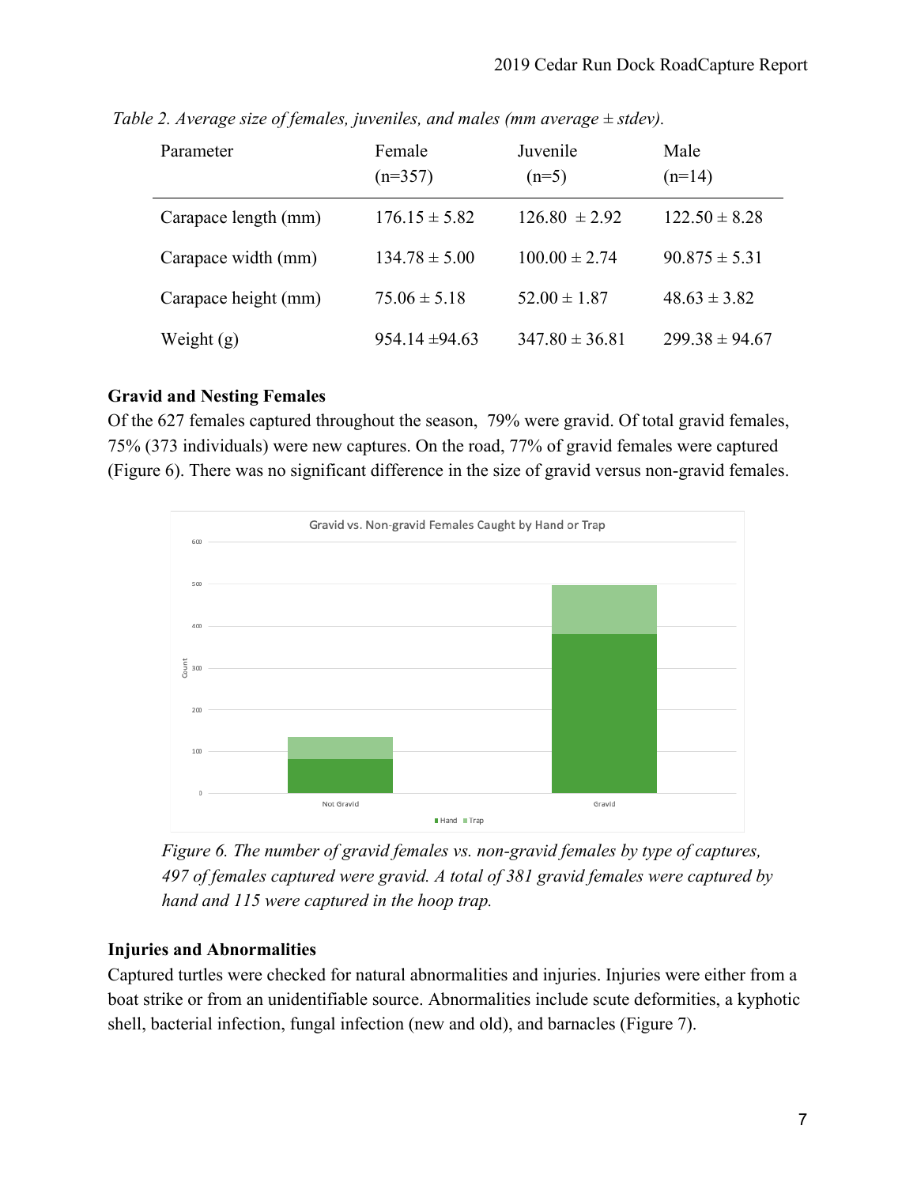*Table 2. Average size of females, juveniles, and males (mm average ± stdev).*

| Parameter | Female (n=357) | Juvenile (n=5) | Male (n=14) |
|---|---|---|---|
| Carapace length (mm) | 176.15 ± 5.82 | 126.80 ± 2.92 | 122.50 ± 8.28 |
| Carapace width (mm) | 134.78 ± 5.00 | 100.00 ± 2.74 | 90.875 ± 5.31 |
| Carapace height (mm) | 75.06 ± 5.18 | 52.00 ± 1.87 | 48.63 ± 3.82 |
| Weight (g) | 954.14 ±94.63 | 347.80 ± 36.81 | 299.38 ± 94.67 |

**Gravid and Nesting Females**

Of the 627 females captured throughout the season, 79% were gravid. Of total gravid females, 75% (373 individuals) were new captures. On the road, 77% of gravid females were captured (Figure 6). There was no significant difference in the size of gravid versus non-gravid females.

*Figure 6. The number of gravid females vs. non-gravid females by type of captures, 497 of females captured were gravid. A total of 381 gravid females were captured by hand and 115 were captured in the hoop trap.*

**Injuries and Abnormalities**

Captured turtles were checked for natural abnormalities and injuries. Injuries were either from a boat strike or from an unidentifiable source. Abnormalities include scute deformities, a kyphotic shell, bacterial infection, fungal infection (new and old), and barnacles (Figure 7).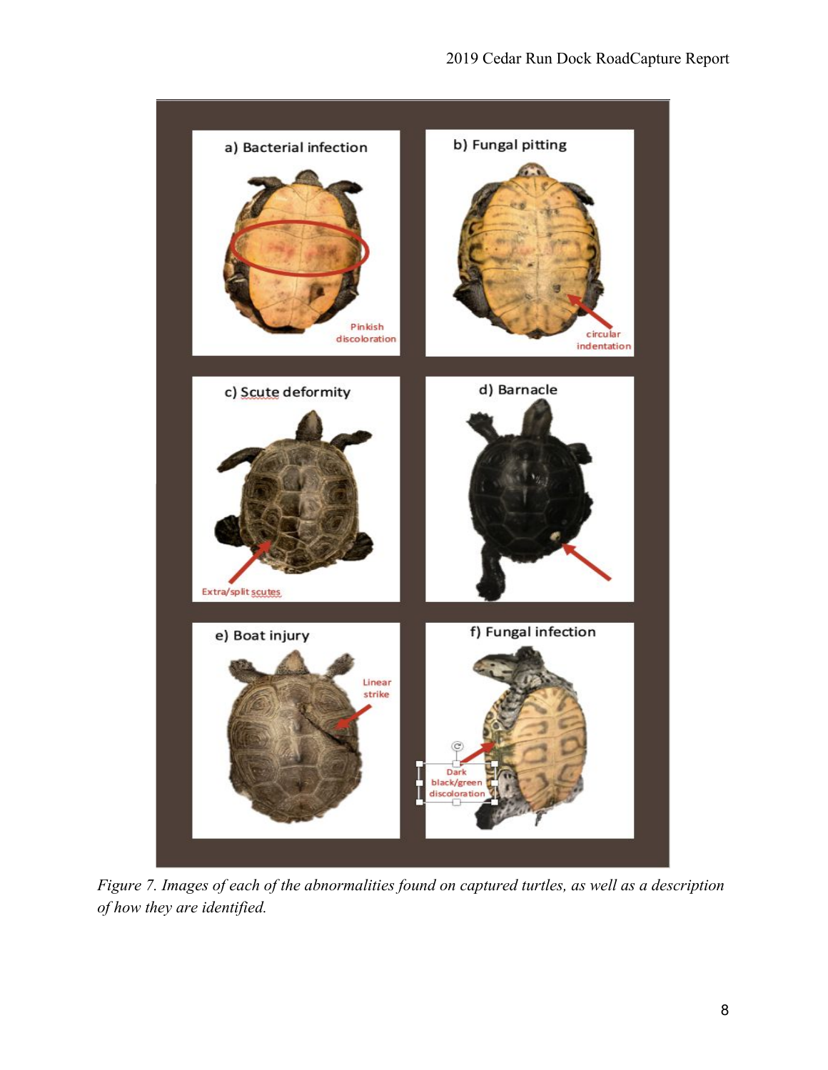*Figure 7. Images of each of the abnormalities found on captured turtles, as well as a description of how they are identified.*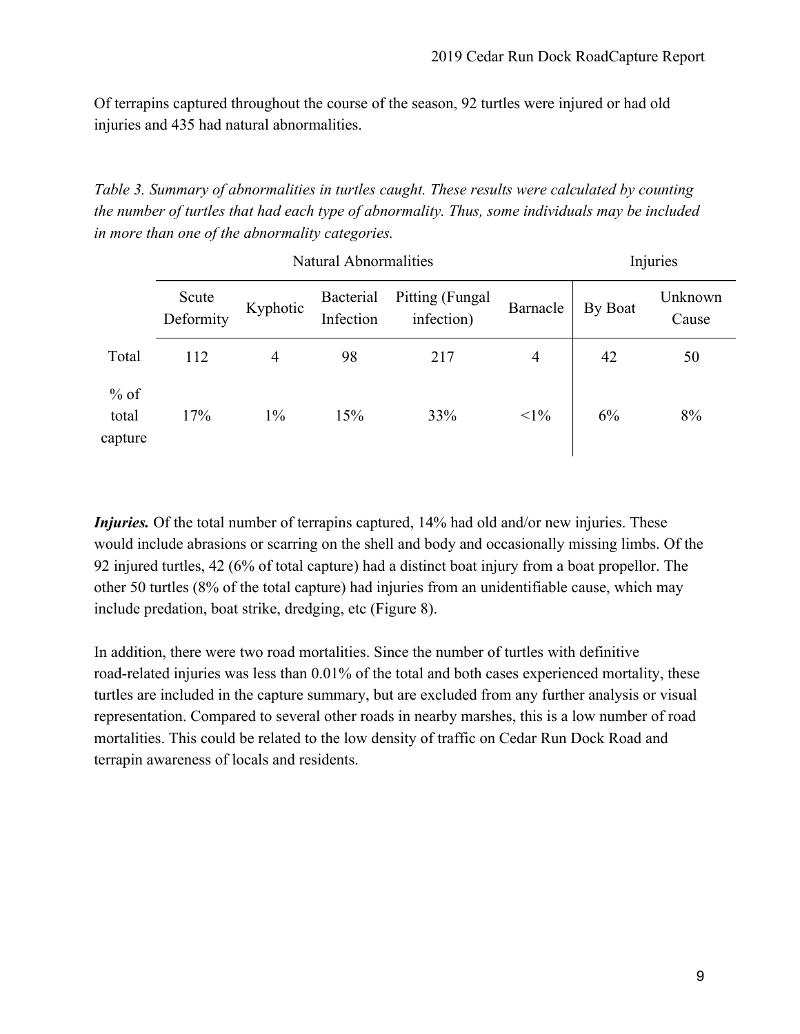Of terrapins captured throughout the course of the season, 92 turtles were injured or had old injuries and 435 had natural abnormalities.

*Table 3. Summary of abnormalities in turtles caught. These results were calculated by counting the number of turtles that had each type of abnormality. Thus, some individuals may be included in more than one of the abnormality categories.*

| | Natural Abnormalities | | | | | Injuries | |
|---|---|---|---|---|---|---|---|
| | Scute Deformity | Kyphotic | Bacterial Infection | Pitting (Fungal infection) | Barnacle | By Boat | Unknown Cause |
| Total | 112 | 4 | 98 | 217 | 4 | 42 | 50 |
| % of total capture | 17% | 1% | 15% | 33% | <1% | 6% | 8% |

***Injuries.*** Of the total number of terrapins captured, 14% had old and/or new injuries. These would include abrasions or scarring on the shell and body and occasionally missing limbs. Of the 92 injured turtles, 42 (6% of total capture) had a distinct boat injury from a boat propellor. The other 50 turtles (8% of the total capture) had injuries from an unidentifiable cause, which may include predation, boat strike, dredging, etc (Figure 8).

In addition, there were two road mortalities. Since the number of turtles with definitive road-related injuries was less than 0.01% of the total and both cases experienced mortality, these turtles are included in the capture summary, but are excluded from any further analysis or visual representation. Compared to several other roads in nearby marshes, this is a low number of road mortalities. This could be related to the low density of traffic on Cedar Run Dock Road and terrapin awareness of locals and residents.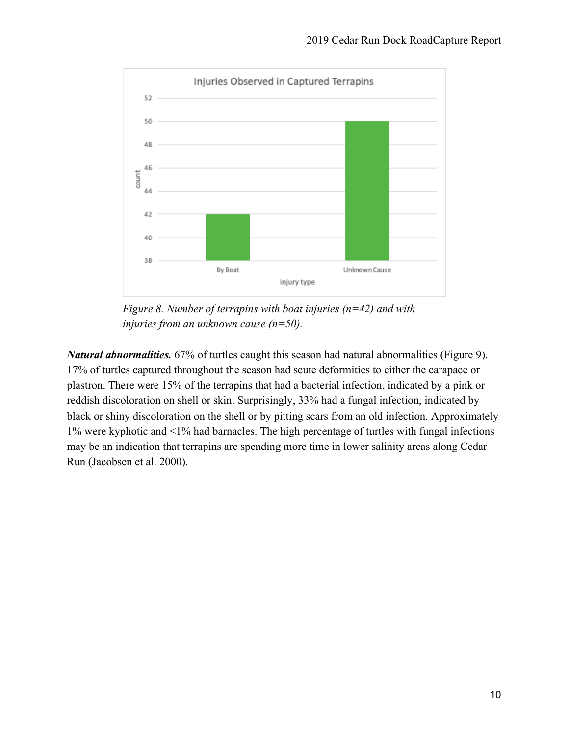*Figure 8. Number of terrapins with boat injuries (n=42) and with injuries from an unknown cause (n=50).*

***Natural abnormalities.*** 67% of turtles caught this season had natural abnormalities (Figure 9). 17% of turtles captured throughout the season had scute deformities to either the carapace or plastron. There were 15% of the terrapins that had a bacterial infection, indicated by a pink or reddish discoloration on shell or skin. Surprisingly, 33% had a fungal infection, indicated by black or shiny discoloration on the shell or by pitting scars from an old infection. Approximately 1% were kyphotic and <1% had barnacles. The high percentage of turtles with fungal infections may be an indication that terrapins are spending more time in lower salinity areas along Cedar Run (Jacobsen et al. 2000).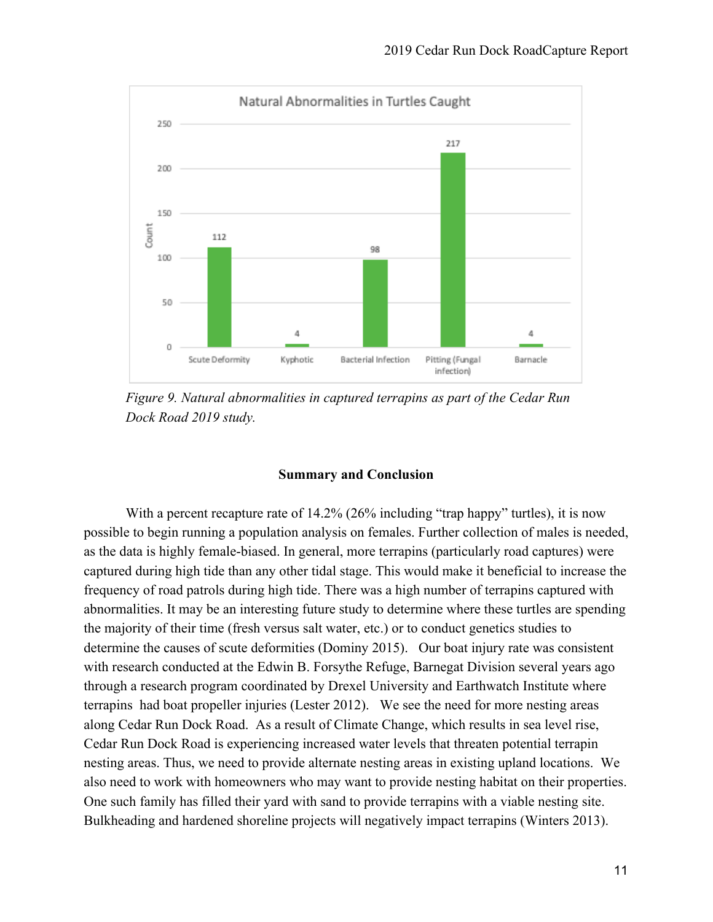*Figure 9. Natural abnormalities in captured terrapins as part of the Cedar Run Dock Road 2019 study.*

## Summary and Conclusion

With a percent recapture rate of 14.2% (26% including "trap happy" turtles), it is now possible to begin running a population analysis on females. Further collection of males is needed, as the data is highly female-biased. In general, more terrapins (particularly road captures) were captured during high tide than any other tidal stage. This would make it beneficial to increase the frequency of road patrols during high tide. There was a high number of terrapins captured with abnormalities. It may be an interesting future study to determine where these turtles are spending the majority of their time (fresh versus salt water, etc.) or to conduct genetics studies to determine the causes of scute deformities (Dominy 2015). Our boat injury rate was consistent with research conducted at the Edwin B. Forsythe Refuge, Barnegat Division several years ago through a research program coordinated by Drexel University and Earthwatch Institute where terrapins had boat propeller injuries (Lester 2012). We see the need for more nesting areas along Cedar Run Dock Road. As a result of Climate Change, which results in sea level rise, Cedar Run Dock Road is experiencing increased water levels that threaten potential terrapin nesting areas. Thus, we need to provide alternate nesting areas in existing upland locations. We also need to work with homeowners who may want to provide nesting habitat on their properties. One such family has filled their yard with sand to provide terrapins with a viable nesting site. Bulkheading and hardened shoreline projects will negatively impact terrapins (Winters 2013).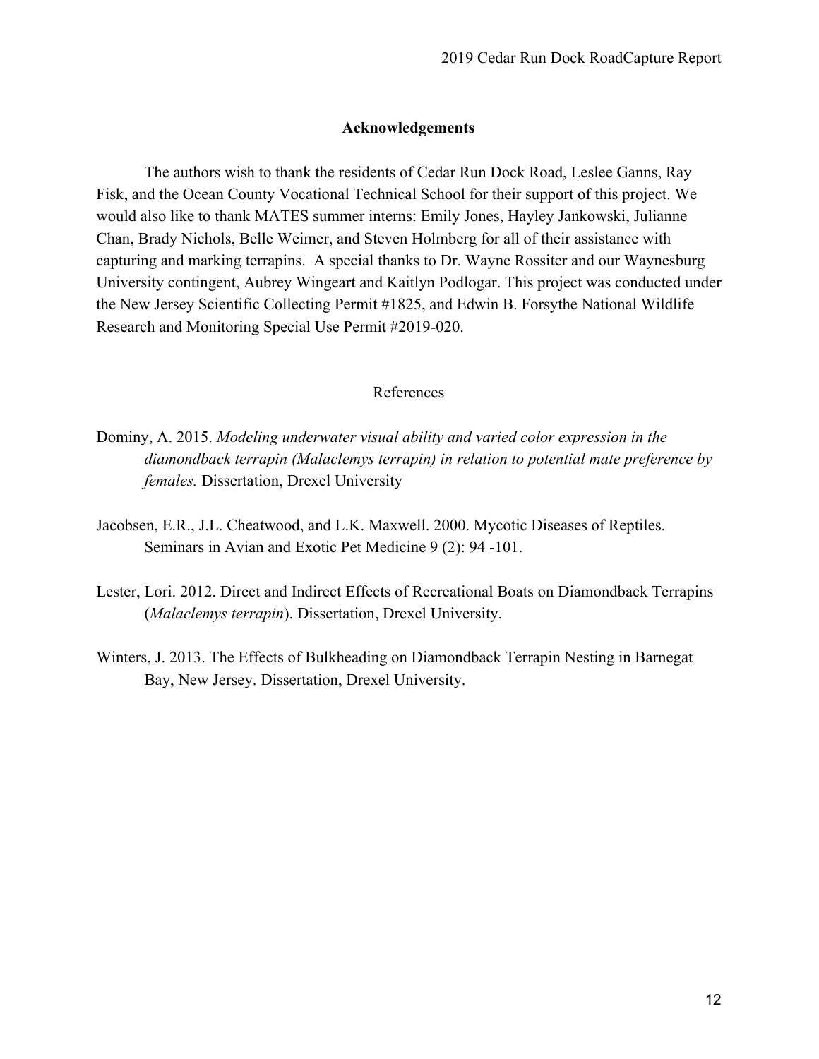## Acknowledgements

The authors wish to thank the residents of Cedar Run Dock Road, Leslee Ganns, Ray Fisk, and the Ocean County Vocational Technical School for their support of this project. We would also like to thank MATES summer interns: Emily Jones, Hayley Jankowski, Julianne Chan, Brady Nichols, Belle Weimer, and Steven Holmberg for all of their assistance with capturing and marking terrapins. A special thanks to Dr. Wayne Rossiter and our Waynesburg University contingent, Aubrey Wingeart and Kaitlyn Podlogar. This project was conducted under the New Jersey Scientific Collecting Permit #1825, and Edwin B. Forsythe National Wildlife Research and Monitoring Special Use Permit #2019-020.

## References

Dominy, A. 2015. *Modeling underwater visual ability and varied color expression in the diamondback terrapin (Malaclemys terrapin) in relation to potential mate preference by females.* Dissertation, Drexel University

Jacobsen, E.R., J.L. Cheatwood, and L.K. Maxwell. 2000. Mycotic Diseases of Reptiles. Seminars in Avian and Exotic Pet Medicine 9 (2): 94 -101.

Lester, Lori. 2012. Direct and Indirect Effects of Recreational Boats on Diamondback Terrapins (*Malaclemys terrapin*). Dissertation, Drexel University.

Winters, J. 2013. The Effects of Bulkheading on Diamondback Terrapin Nesting in Barnegat Bay, New Jersey. Dissertation, Drexel University.